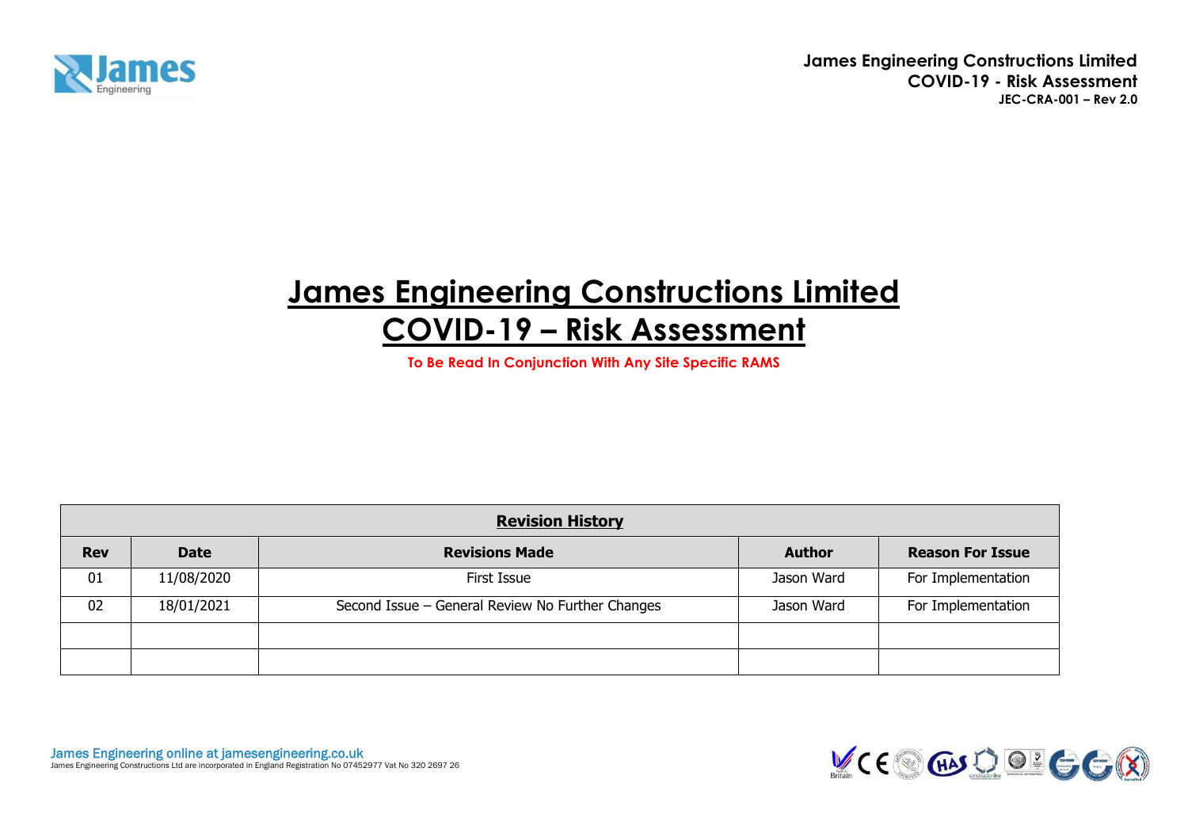# James Engineering Constructions Limited
# COVID-19 – Risk Assessment

**To Be Read In Conjunction With Any Site Specific RAMS**

| **Revision History** | | | | |
|---|---|---|---|---|
| **Rev** | **Date** | **Revisions Made** | **Author** | **Reason For Issue** |
| 01 | 11/08/2020 | First Issue | Jason Ward | For Implementation |
| 02 | 18/01/2021 | Second Issue – General Review No Further Changes | Jason Ward | For Implementation |
| | | | | |
| | | | | |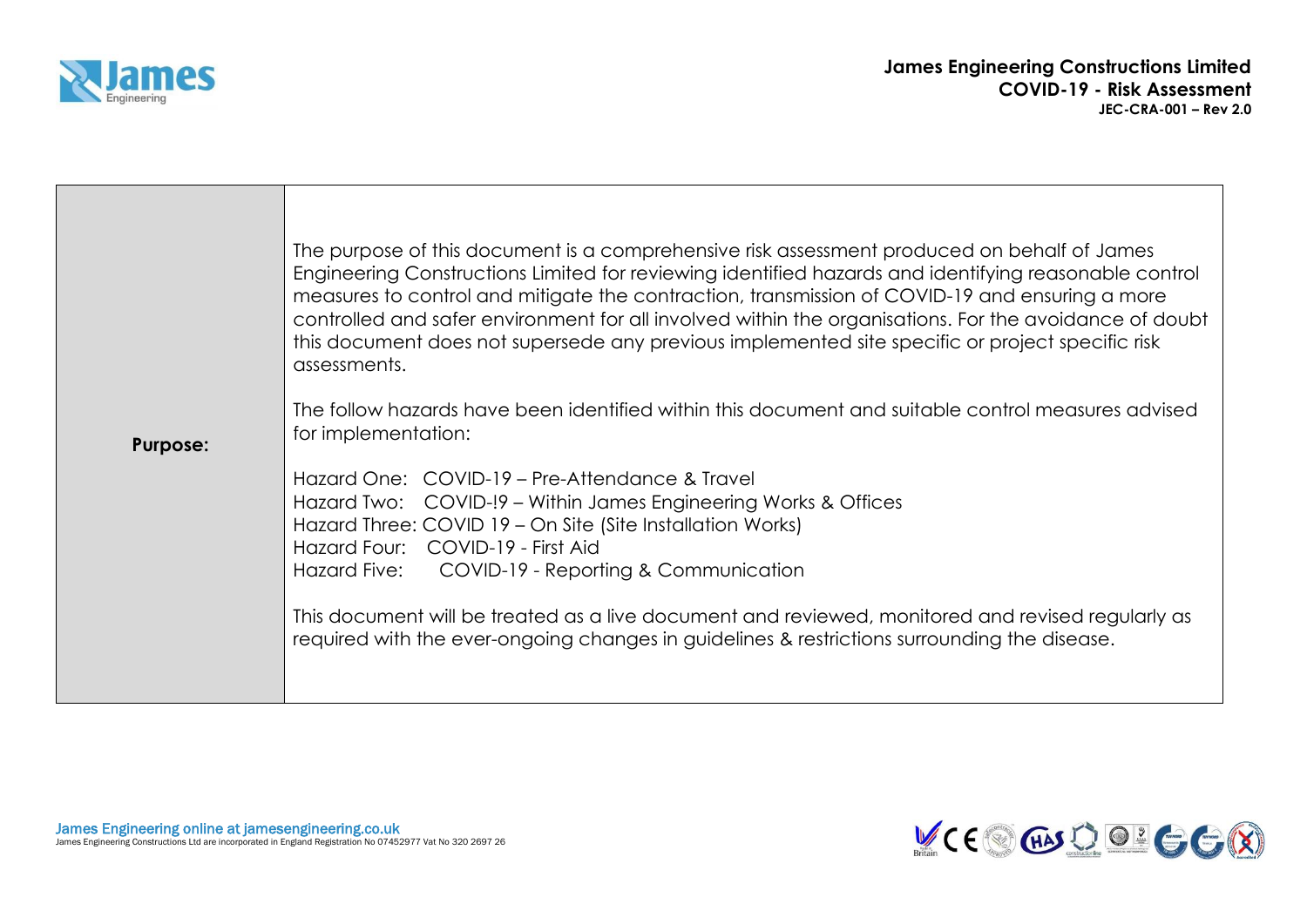| **Purpose:** | The purpose of this document is a comprehensive risk assessment produced on behalf of James Engineering Constructions Limited for reviewing identified hazards and identifying reasonable control measures to control and mitigate the contraction, transmission of COVID-19 and ensuring a more controlled and safer environment for all involved within the organisations. For the avoidance of doubt this document does not supersede any previous implemented site specific or project specific risk assessments.<br><br>The follow hazards have been identified within this document and suitable control measures advised for implementation:<br><br>Hazard One: COVID-19 – Pre-Attendance & Travel<br>Hazard Two: COVID-!9 – Within James Engineering Works & Offices<br>Hazard Three: COVID 19 – On Site (Site Installation Works)<br>Hazard Four: COVID-19 - First Aid<br>Hazard Five: COVID-19 - Reporting & Communication<br><br>This document will be treated as a live document and reviewed, monitored and revised regularly as required with the ever-ongoing changes in guidelines & restrictions surrounding the disease. |
|---|---|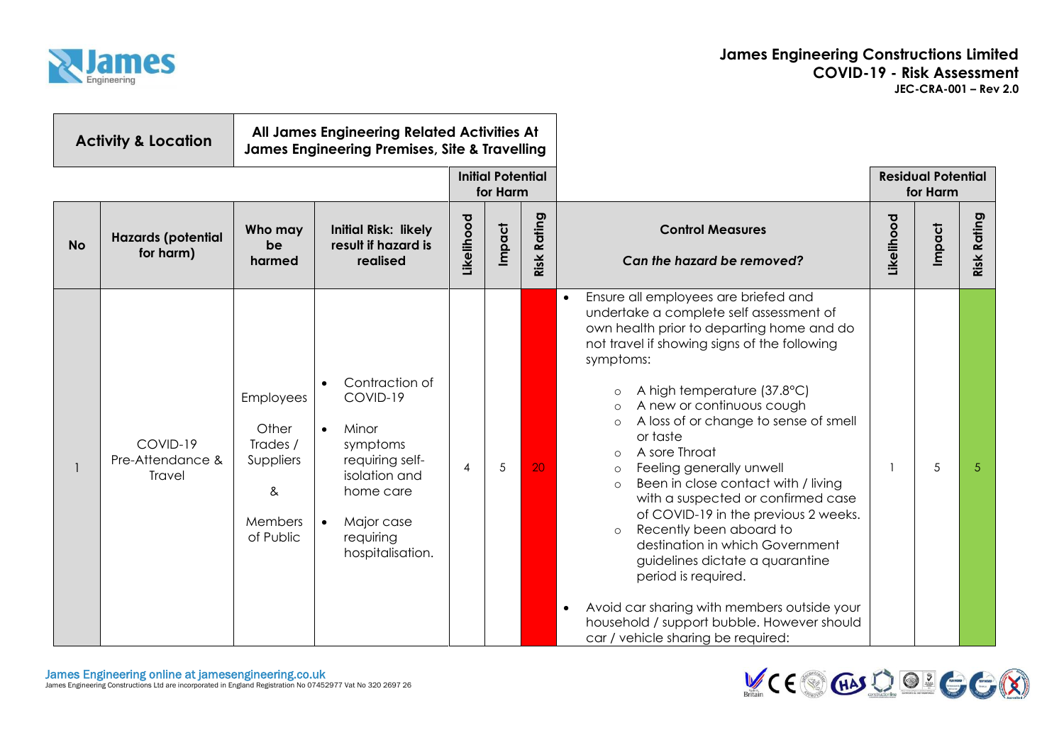| Activity & Location | All James Engineering Related Activities At James Engineering Premises, Site & Travelling | | | | | | | | | |
|---|---|---|---|---|---|---|---|---|---|---|
| | | | | Initial Potential for Harm | | | | Residual Potential for Harm | | |
| **No** | **Hazards (potential for harm)** | **Who may be harmed** | **Initial Risk: likely result if hazard is realised** | **Likelihood** | **Impact** | **Risk Rating** | **Control Measures**<br><br>***Can the hazard be removed?*** | **Likelihood** | **Impact** | **Risk Rating** |
| 1 | COVID-19 Pre-Attendance & Travel | Employees<br><br>Other Trades / Suppliers<br><br>&<br><br>Members of Public | • Contraction of COVID-19<br>• Minor symptoms requiring self-isolation and home care<br>• Major case requiring hospitalisation. | 4 | 5 | 20 | • Ensure all employees are briefed and undertake a complete self assessment of own health prior to departing home and do not travel if showing signs of the following symptoms:<br>  ○ A high temperature (37.8°C)<br>  ○ A new or continuous cough<br>  ○ A loss of or change to sense of smell or taste<br>  ○ A sore Throat<br>  ○ Feeling generally unwell<br>  ○ Been in close contact with / living with a suspected or confirmed case of COVID-19 in the previous 2 weeks.<br>  ○ Recently been aboard to destination in which Government guidelines dictate a quarantine period is required.<br><br>• Avoid car sharing with members outside your household / support bubble. However should car / vehicle sharing be required: | 1 | 5 | 5 |

James Engineering online at jamesengineering.co.uk
James Engineering Constructions Ltd are incorporated in England Registration No 07452977 Vat No 320 2697 26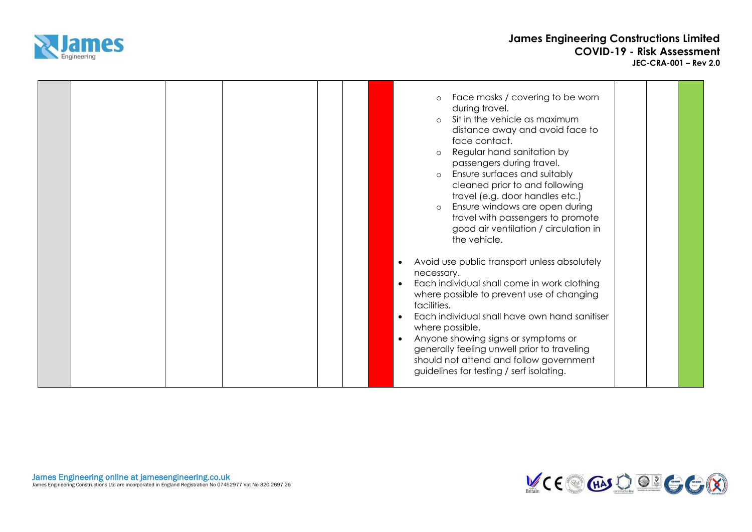| | | | | | | | | | |
|---|---|---|---|---|---|---|---|---|---|
| | | | | | | <ul><li>Face masks / covering to be worn during travel.</li><li>Sit in the vehicle as maximum distance away and avoid face to face contact.</li><li>Regular hand sanitation by passengers during travel.</li><li>Ensure surfaces and suitably cleaned prior to and following travel (e.g. door handles etc.)</li><li>Ensure windows are open during travel with passengers to promote good air ventilation / circulation in the vehicle.</li></ul><ul><li>Avoid use public transport unless absolutely necessary.</li><li>Each individual shall come in work clothing where possible to prevent use of changing facilities.</li><li>Each individual shall have own hand sanitiser where possible.</li><li>Anyone showing signs or symptoms or generally feeling unwell prior to traveling should not attend and follow government guidelines for testing / serf isolating.</li></ul> | | | |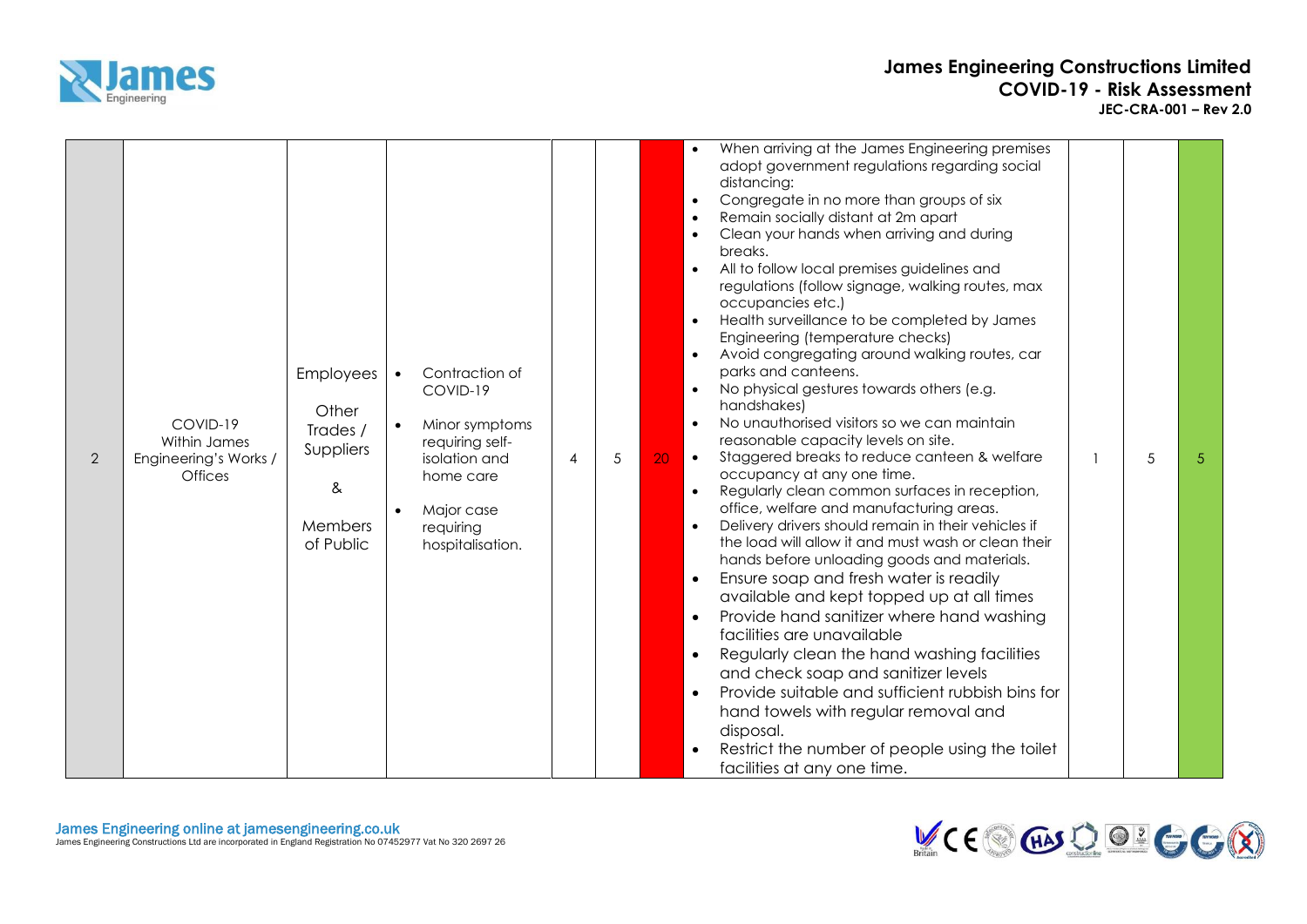| 2 | COVID-19 Within James Engineering's Works / Offices | Employees<br><br>Other Trades / Suppliers<br><br>&<br><br>Members of Public | • Contraction of COVID-19<br>• Minor symptoms requiring self-isolation and home care<br>• Major case requiring hospitalisation. | 4 | 5 | 20 | • When arriving at the James Engineering premises adopt government regulations regarding social distancing:<br>• Congregate in no more than groups of six<br>• Remain socially distant at 2m apart<br>• Clean your hands when arriving and during breaks.<br>• All to follow local premises guidelines and regulations (follow signage, walking routes, max occupancies etc.)<br>• Health surveillance to be completed by James Engineering (temperature checks)<br>• Avoid congregating around walking routes, car parks and canteens.<br>• No physical gestures towards others (e.g. handshakes)<br>• No unauthorised visitors so we can maintain reasonable capacity levels on site.<br>• Staggered breaks to reduce canteen & welfare occupancy at any one time.<br>• Regularly clean common surfaces in reception, office, welfare and manufacturing areas.<br>• Delivery drivers should remain in their vehicles if the load will allow it and must wash or clean their hands before unloading goods and materials.<br>• Ensure soap and fresh water is readily available and kept topped up at all times<br>• Provide hand sanitizer where hand washing facilities are unavailable<br>• Regularly clean the hand washing facilities and check soap and sanitizer levels<br>• Provide suitable and sufficient rubbish bins for hand towels with regular removal and disposal.<br>• Restrict the number of people using the toilet facilities at any one time. | 1 | 5 | 5 |
|---|---|---|---|---|---|---|---|---|---|---|

James Engineering online at jamesengineering.co.uk
James Engineering Constructions Ltd are incorporated in England Registration No 07452977 Vat No 320 2697 26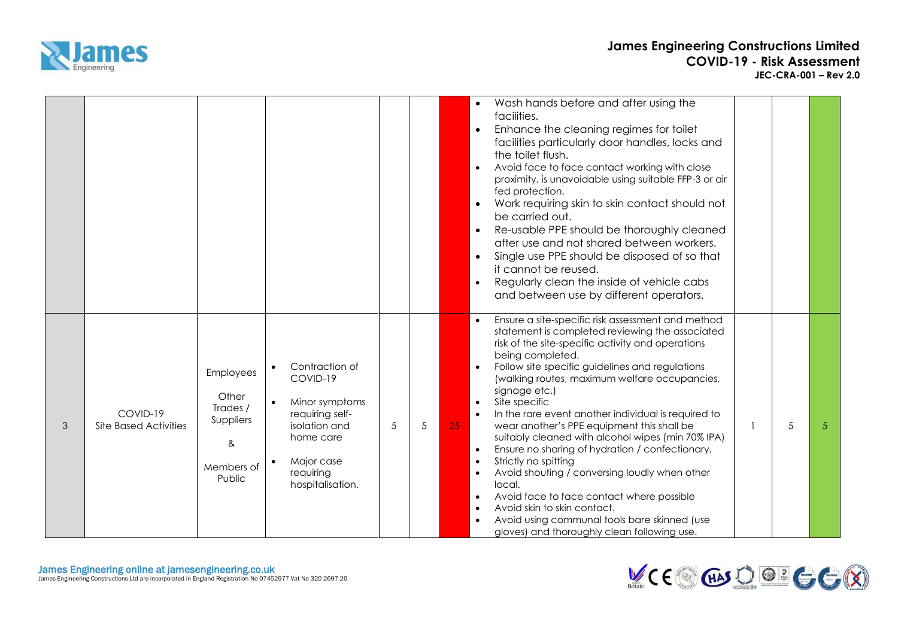| | | | | | | | | | | |
|---|---|---|---|---|---|---|---|---|---|---|
| | | | | | | | • Wash hands before and after using the facilities.<br>• Enhance the cleaning regimes for toilet facilities particularly door handles, locks and the toilet flush.<br>• Avoid face to face contact working with close proximity, is unavoidable using suitable FFP-3 or air fed protection.<br>• Work requiring skin to skin contact should not be carried out.<br>• Re-usable PPE should be thoroughly cleaned after use and not shared between workers.<br>• Single use PPE should be disposed of so that it cannot be reused.<br>• Regularly clean the inside of vehicle cabs and between use by different operators. | | | |
| 3 | COVID-19 Site Based Activities | Employees<br>Other Trades / Suppliers<br>&<br>Members of Public | • Contraction of COVID-19<br>• Minor symptoms requiring self-isolation and home care<br>• Major case requiring hospitalisation. | 5 | 5 | 25 | • Ensure a site-specific risk assessment and method statement is completed reviewing the associated risk of the site-specific activity and operations being completed.<br>• Follow site specific guidelines and regulations (walking routes, maximum welfare occupancies, signage etc.)<br>• Site specific<br>• In the rare event another individual is required to wear another's PPE equipment this shall be suitably cleaned with alcohol wipes (min 70% IPA)<br>• Ensure no sharing of hydration / confectionary.<br>• Strictly no spitting<br>• Avoid shouting / conversing loudly when other local.<br>• Avoid face to face contact where possible<br>• Avoid skin to skin contact.<br>• Avoid using communal tools bare skinned (use gloves) and thoroughly clean following use. | 1 | 5 | 5 |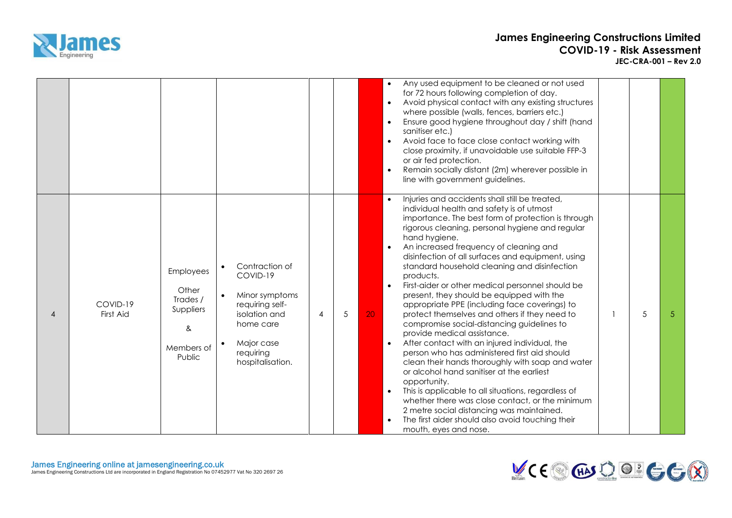|  |  |  |  |  |  |  |  |  |  |  |
|---|---|---|---|---|---|---|---|---|---|---|
|  |  |  |  |  |  |  | • Any used equipment to be cleaned or not used for 72 hours following completion of day.<br>• Avoid physical contact with any existing structures where possible (walls, fences, barriers etc.)<br>• Ensure good hygiene throughout day / shift (hand sanitiser etc.)<br>• Avoid face to face close contact working with close proximity, if unavoidable use suitable FFP-3 or air fed protection.<br>• Remain socially distant (2m) wherever possible in line with government guidelines. |  |  |  |
| 4 | COVID-19 First Aid | Employees<br><br>Other Trades / Suppliers<br><br>&<br><br>Members of Public | • Contraction of COVID-19<br>• Minor symptoms requiring self-isolation and home care<br>• Major case requiring hospitalisation. | 4 | 5 | 20 | • Injuries and accidents shall still be treated, individual health and safety is of utmost importance. The best form of protection is through rigorous cleaning, personal hygiene and regular hand hygiene.<br>• An increased frequency of cleaning and disinfection of all surfaces and equipment, using standard household cleaning and disinfection products.<br>• First-aider or other medical personnel should be present, they should be equipped with the appropriate PPE (including face coverings) to protect themselves and others if they need to compromise social-distancing guidelines to provide medical assistance.<br>• After contact with an injured individual, the person who has administered first aid should clean their hands thoroughly with soap and water or alcohol hand sanitiser at the earliest opportunity.<br>• This is applicable to all situations, regardless of whether there was close contact, or the minimum 2 metre social distancing was maintained.<br>• The first aider should also avoid touching their mouth, eyes and nose. | 1 | 5 | 5 |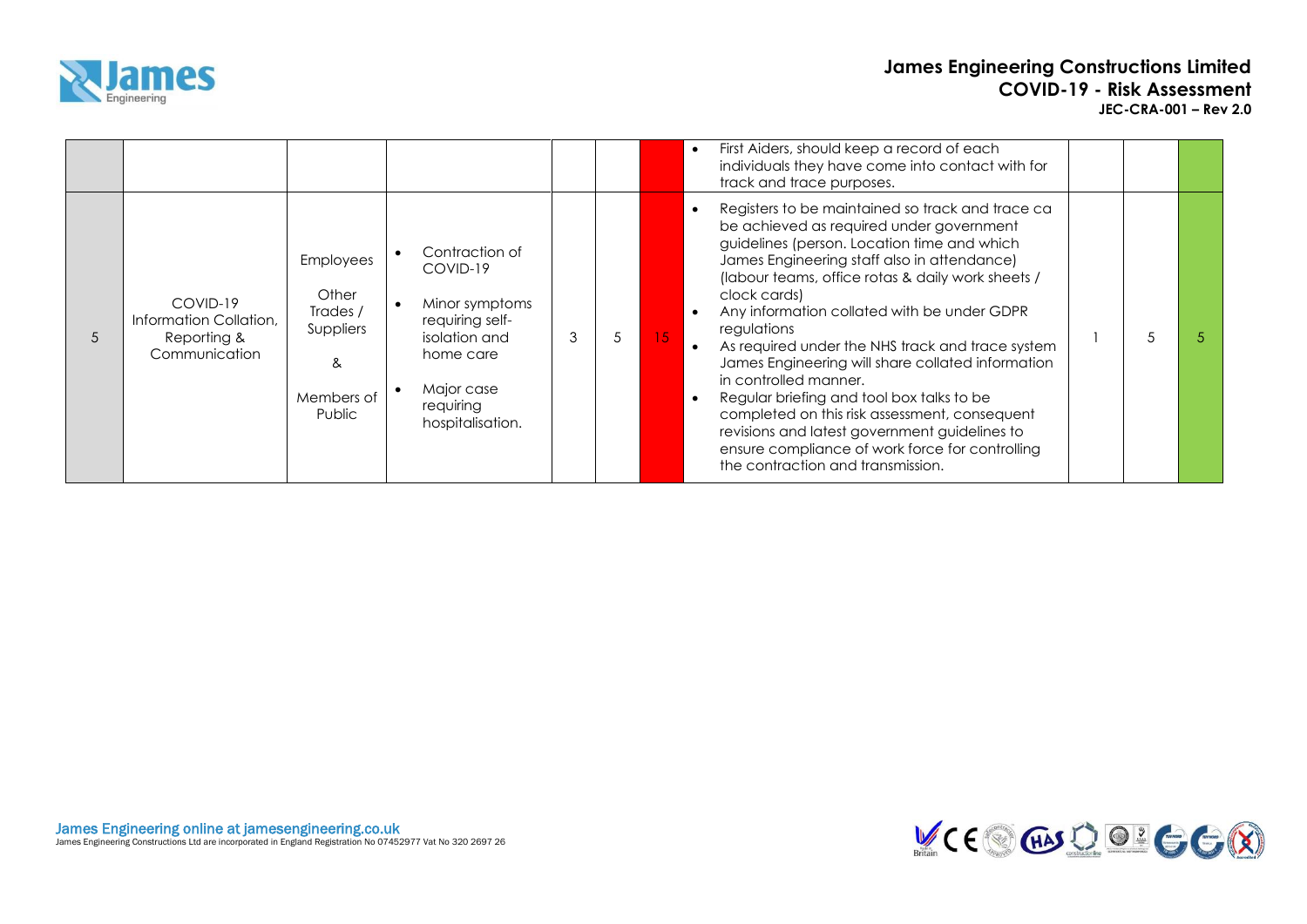| | | | | | | | | | | |
|---|---|---|---|---|---|---|---|---|---|---|
| | | | | | | | • First Aiders, should keep a record of each individuals they have come into contact with for track and trace purposes. | | | |
| 5 | COVID-19 Information Collation, Reporting & Communication | Employees<br><br>Other Trades / Suppliers<br><br>&<br><br>Members of Public | • Contraction of COVID-19<br>• Minor symptoms requiring self-isolation and home care<br>• Major case requiring hospitalisation. | 3 | 5 | 15 | • Registers to be maintained so track and trace ca be achieved as required under government guidelines (person. Location time and which James Engineering staff also in attendance) (labour teams, office rotas & daily work sheets / clock cards)<br>• Any information collated with be under GDPR regulations<br>• As required under the NHS track and trace system James Engineering will share collated information in controlled manner.<br>• Regular briefing and tool box talks to be completed on this risk assessment, consequent revisions and latest government guidelines to ensure compliance of work force for controlling the contraction and transmission. | 1 | 5 | 5 |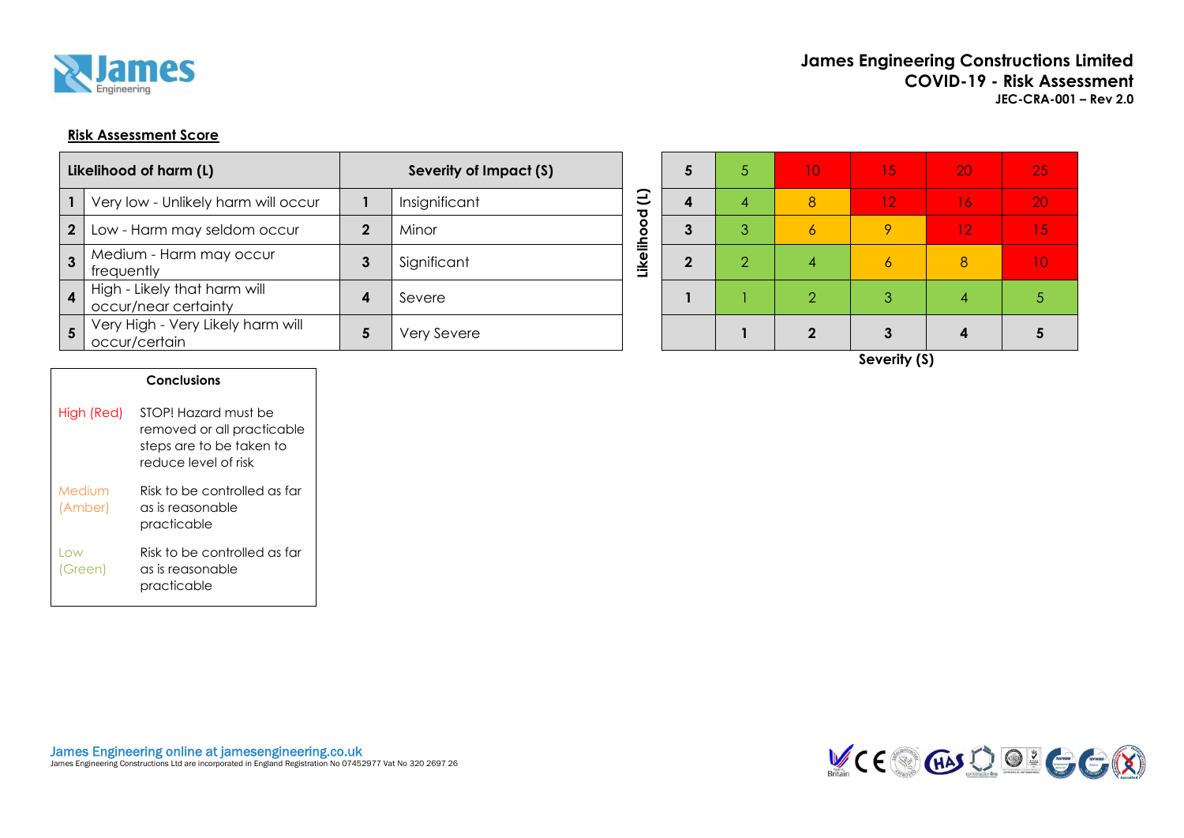## Risk Assessment Score

| Likelihood of harm (L) | | Severity of Impact (S) | |
|---|---|---|---|
| 1 | Very low - Unlikely harm will occur | 1 | Insignificant |
| 2 | Low - Harm may seldom occur | 2 | Minor |
| 3 | Medium - Harm may occur frequently | 3 | Significant |
| 4 | High - Likely that harm will occur/near certainty | 4 | Severe |
| 5 | Very High - Very Likely harm will occur/certain | 5 | Very Severe |

| Likelihood (L) | | | | | |
|---|---|---|---|---|---|
| 5 | 5 | 10 | 15 | 20 | 25 |
| 4 | 4 | 8 | 12 | 16 | 20 |
| 3 | 3 | 6 | 9 | 12 | 15 |
| 2 | 2 | 4 | 6 | 8 | 10 |
| 1 | 1 | 2 | 3 | 4 | 5 |
| | 1 | 2 | 3 | 4 | 5 |

Severity (S)

| Conclusions | |
|---|---|
| High (Red) | STOP! Hazard must be removed or all practicable steps are to be taken to reduce level of risk |
| Medium (Amber) | Risk to be controlled as far as is reasonable practicable |
| Low (Green) | Risk to be controlled as far as is reasonable practicable |